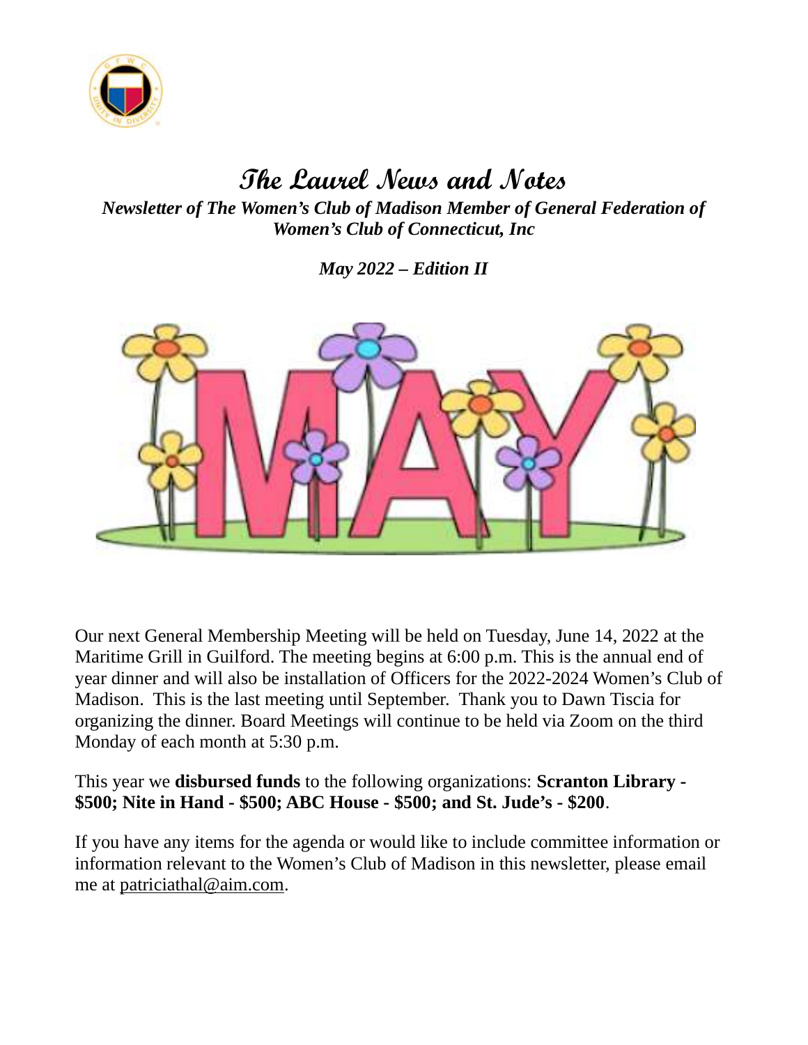# The Laurel News and Notes

***Newsletter of The Women's Club of Madison Member of General Federation of Women's Club of Connecticut, Inc***

***May 2022 – Edition II***

Our next General Membership Meeting will be held on Tuesday, June 14, 2022 at the Maritime Grill in Guilford. The meeting begins at 6:00 p.m. This is the annual end of year dinner and will also be installation of Officers for the 2022-2024 Women's Club of Madison. This is the last meeting until September. Thank you to Dawn Tiscia for organizing the dinner. Board Meetings will continue to be held via Zoom on the third Monday of each month at 5:30 p.m.

This year we **disbursed funds** to the following organizations: **Scranton Library - $500; Nite in Hand - $500; ABC House - $500; and St. Jude's - $200**.

If you have any items for the agenda or would like to include committee information or information relevant to the Women's Club of Madison in this newsletter, please email me at patriciathal@aim.com.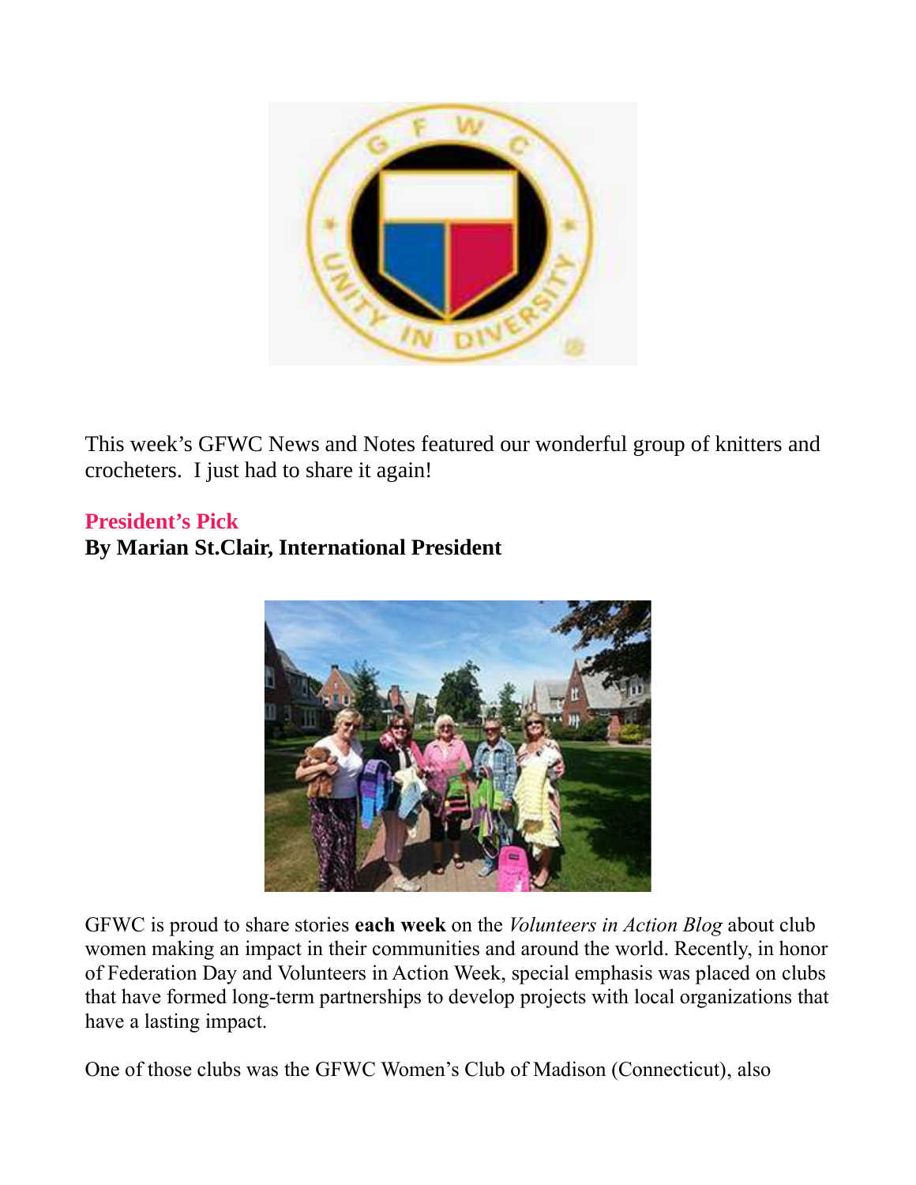This week's GFWC News and Notes featured our wonderful group of knitters and crocheters. I just had to share it again!

**President's Pick**
**By Marian St.Clair, International President**

GFWC is proud to share stories **each week** on the *Volunteers in Action Blog* about club women making an impact in their communities and around the world. Recently, in honor of Federation Day and Volunteers in Action Week, special emphasis was placed on clubs that have formed long-term partnerships to develop projects with local organizations that have a lasting impact.

One of those clubs was the GFWC Women's Club of Madison (Connecticut), also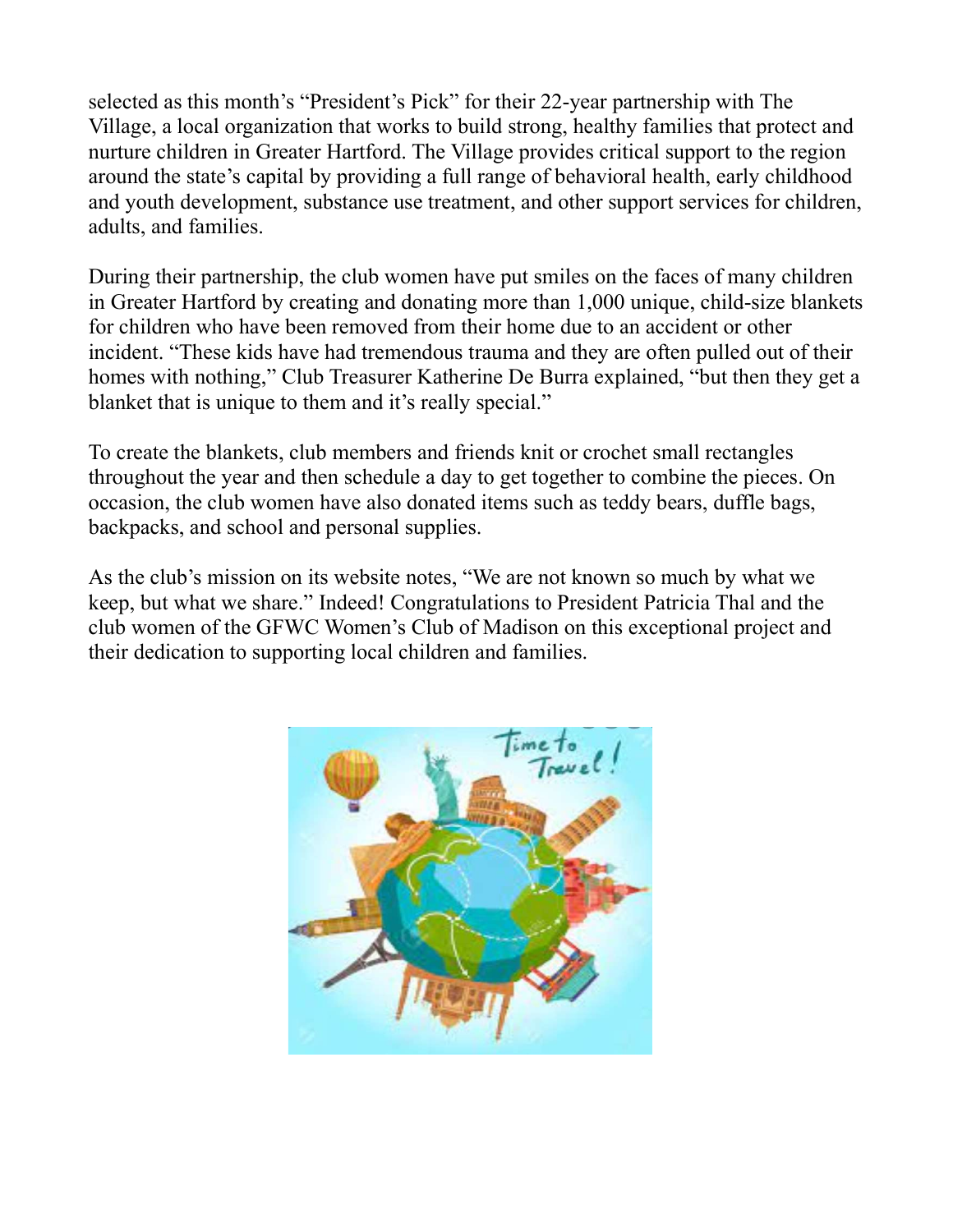selected as this month's "President's Pick" for their 22-year partnership with The Village, a local organization that works to build strong, healthy families that protect and nurture children in Greater Hartford. The Village provides critical support to the region around the state's capital by providing a full range of behavioral health, early childhood and youth development, substance use treatment, and other support services for children, adults, and families.

During their partnership, the club women have put smiles on the faces of many children in Greater Hartford by creating and donating more than 1,000 unique, child-size blankets for children who have been removed from their home due to an accident or other incident. "These kids have had tremendous trauma and they are often pulled out of their homes with nothing," Club Treasurer Katherine De Burra explained, "but then they get a blanket that is unique to them and it's really special."

To create the blankets, club members and friends knit or crochet small rectangles throughout the year and then schedule a day to get together to combine the pieces. On occasion, the club women have also donated items such as teddy bears, duffle bags, backpacks, and school and personal supplies.

As the club's mission on its website notes, "We are not known so much by what we keep, but what we share." Indeed! Congratulations to President Patricia Thal and the club women of the GFWC Women's Club of Madison on this exceptional project and their dedication to supporting local children and families.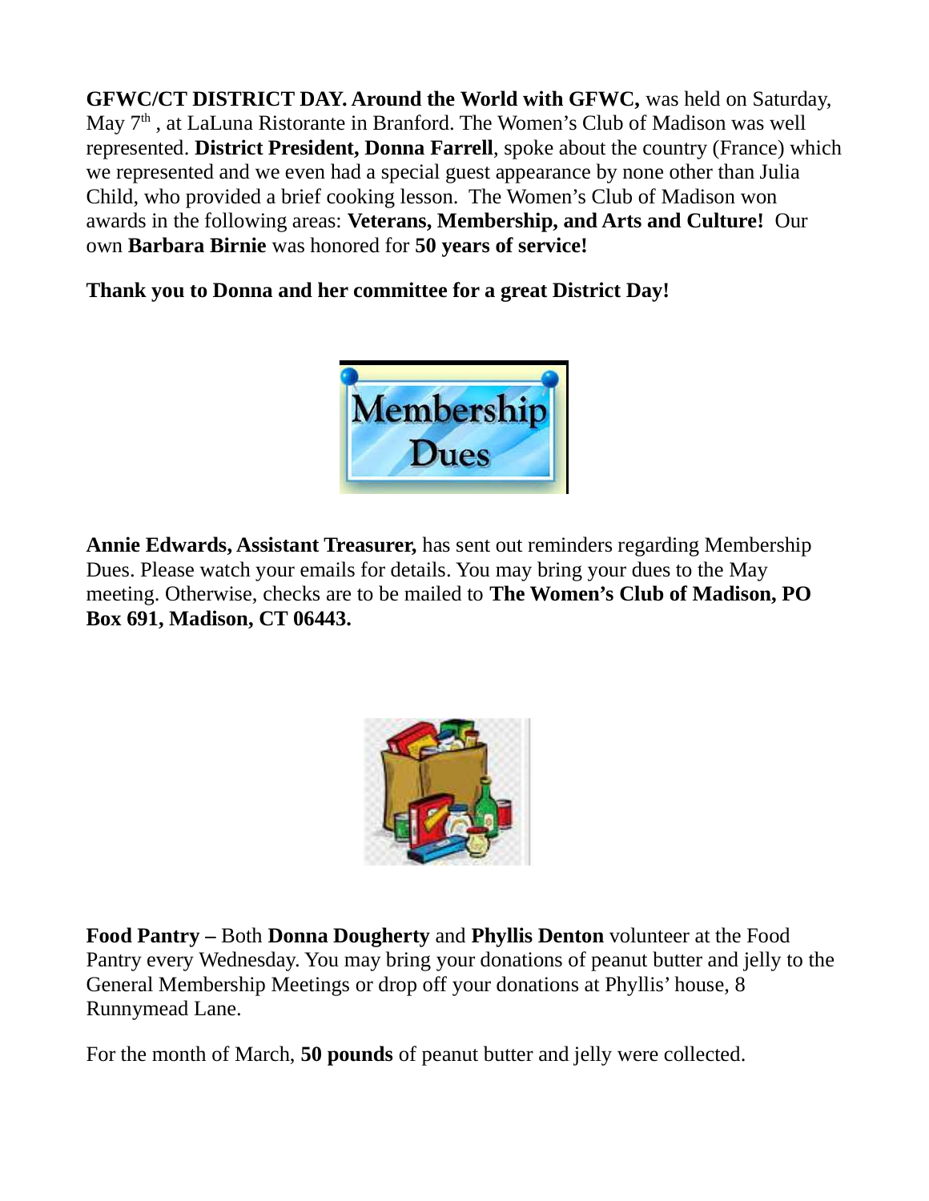**GFWC/CT DISTRICT DAY. Around the World with GFWC,** was held on Saturday, May 7th , at LaLuna Ristorante in Branford. The Women's Club of Madison was well represented. **District President, Donna Farrell**, spoke about the country (France) which we represented and we even had a special guest appearance by none other than Julia Child, who provided a brief cooking lesson. The Women's Club of Madison won awards in the following areas: **Veterans, Membership, and Arts and Culture!** Our own **Barbara Birnie** was honored for **50 years of service!**

**Thank you to Donna and her committee for a great District Day!**

**Annie Edwards, Assistant Treasurer,** has sent out reminders regarding Membership Dues. Please watch your emails for details. You may bring your dues to the May meeting. Otherwise, checks are to be mailed to **The Women's Club of Madison, PO Box 691, Madison, CT 06443.**

**Food Pantry –** Both **Donna Dougherty** and **Phyllis Denton** volunteer at the Food Pantry every Wednesday. You may bring your donations of peanut butter and jelly to the General Membership Meetings or drop off your donations at Phyllis' house, 8 Runnymead Lane.

For the month of March, **50 pounds** of peanut butter and jelly were collected.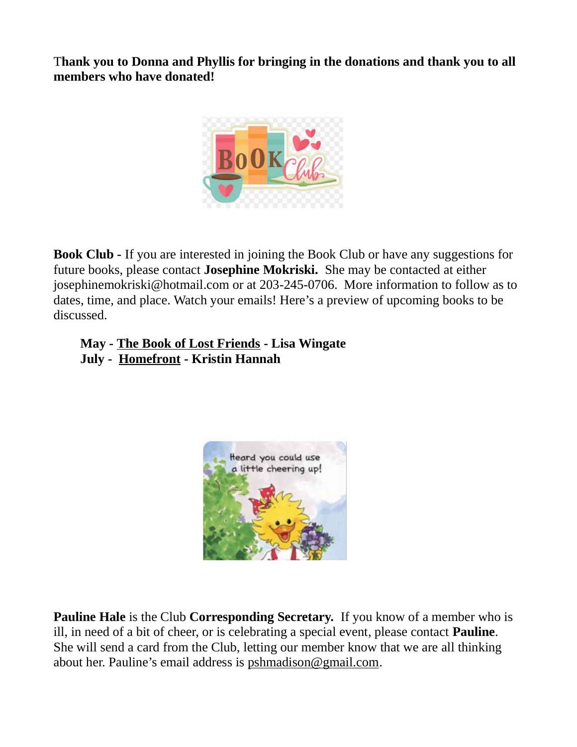**Thank you to Donna and Phyllis for bringing in the donations and thank you to all members who have donated!**

**Book Club -** If you are interested in joining the Book Club or have any suggestions for future books, please contact **Josephine Mokriski.** She may be contacted at either josephinemokriski@hotmail.com or at 203-245-0706. More information to follow as to dates, time, and place. Watch your emails! Here's a preview of upcoming books to be discussed.

**May - The Book of Lost Friends - Lisa Wingate**
**July - Homefront - Kristin Hannah**

**Pauline Hale** is the Club **Corresponding Secretary.** If you know of a member who is ill, in need of a bit of cheer, or is celebrating a special event, please contact **Pauline**. She will send a card from the Club, letting our member know that we are all thinking about her. Pauline's email address is pshmadison@gmail.com.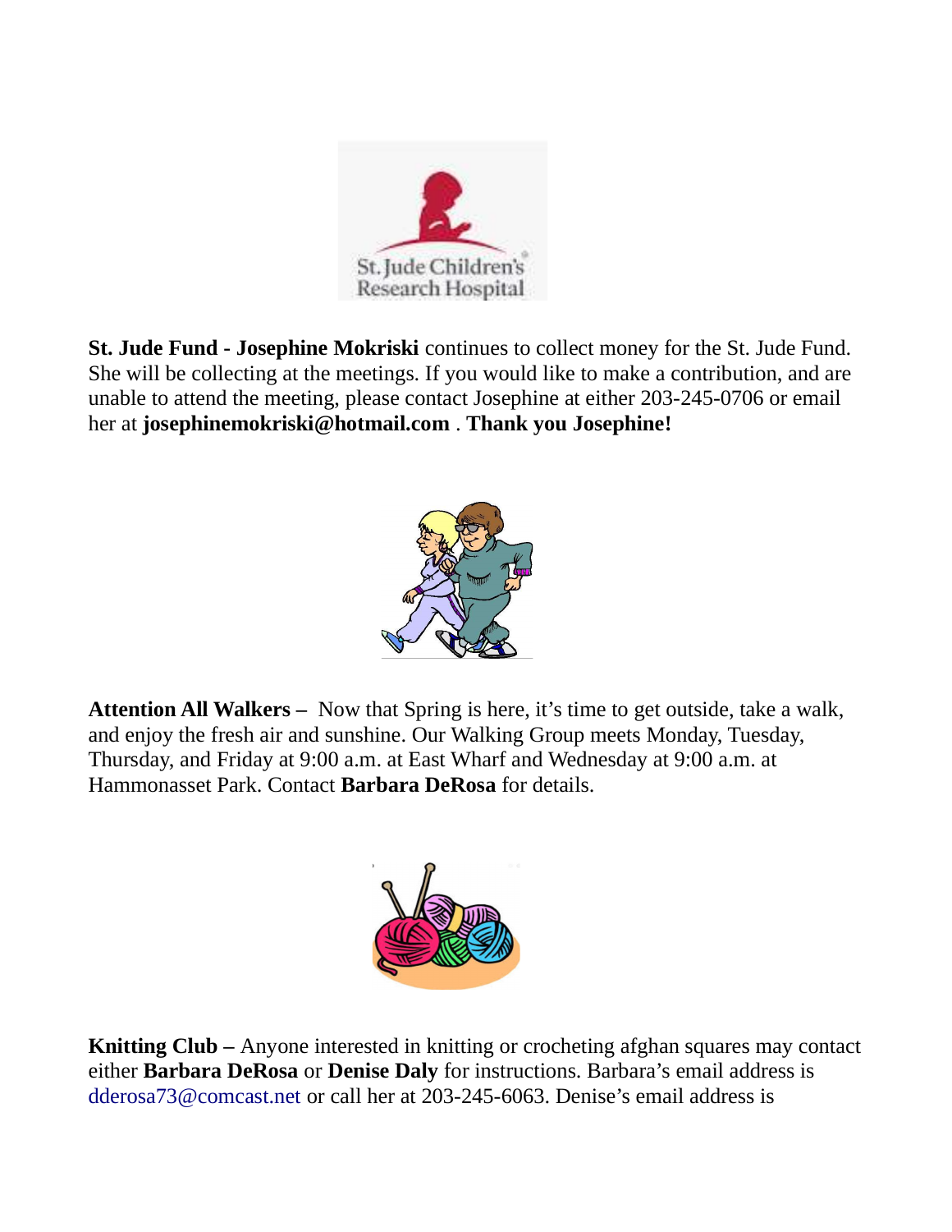**St. Jude Fund - Josephine Mokriski** continues to collect money for the St. Jude Fund. She will be collecting at the meetings. If you would like to make a contribution, and are unable to attend the meeting, please contact Josephine at either 203-245-0706 or email her at **josephinemokriski@hotmail.com** . **Thank you Josephine!**

**Attention All Walkers –** Now that Spring is here, it's time to get outside, take a walk, and enjoy the fresh air and sunshine. Our Walking Group meets Monday, Tuesday, Thursday, and Friday at 9:00 a.m. at East Wharf and Wednesday at 9:00 a.m. at Hammonasset Park. Contact **Barbara DeRosa** for details.

**Knitting Club –** Anyone interested in knitting or crocheting afghan squares may contact either **Barbara DeRosa** or **Denise Daly** for instructions. Barbara's email address is dderosa73@comcast.net or call her at 203-245-6063. Denise's email address is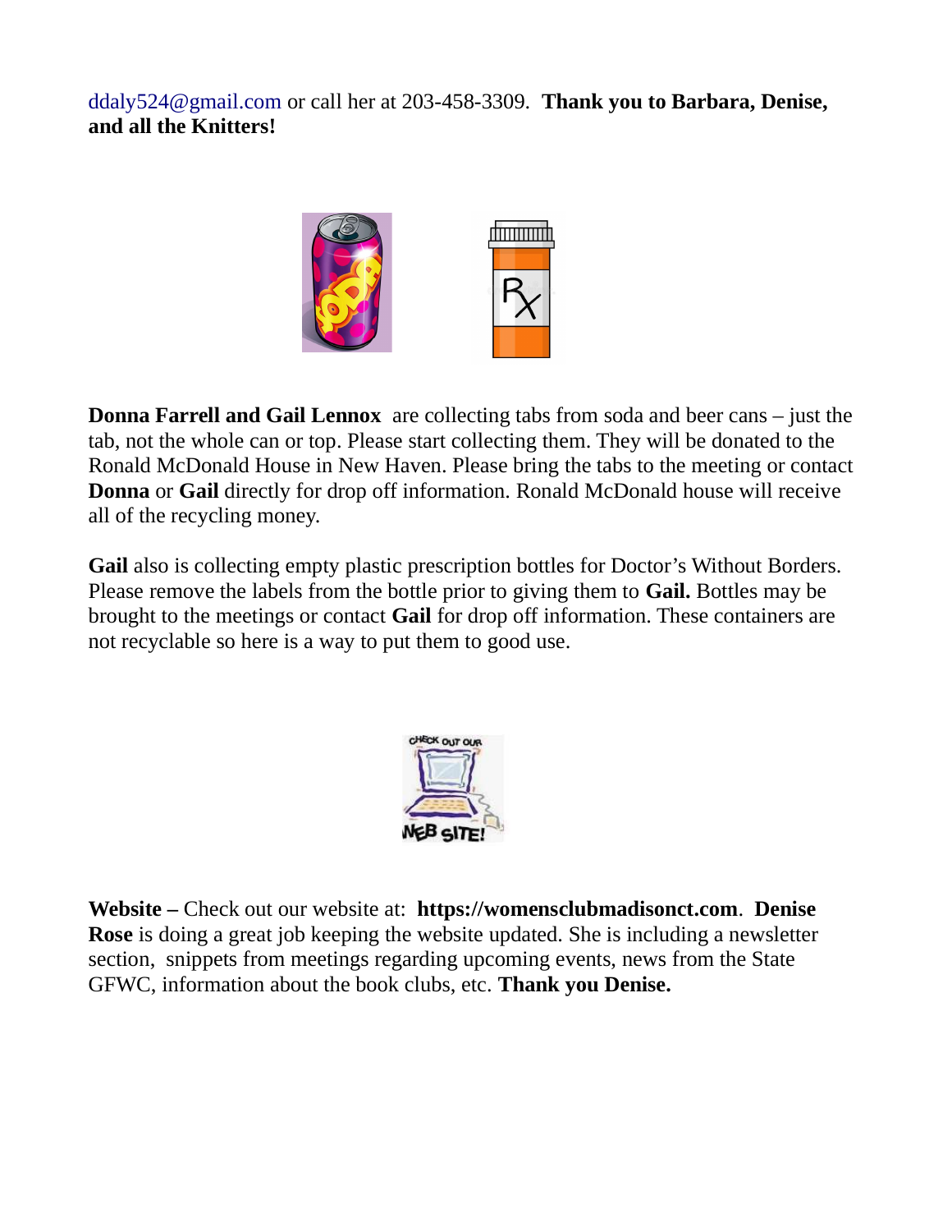ddaly524@gmail.com or call her at 203-458-3309. **Thank you to Barbara, Denise, and all the Knitters!**

**Donna Farrell and Gail Lennox** are collecting tabs from soda and beer cans – just the tab, not the whole can or top. Please start collecting them. They will be donated to the Ronald McDonald House in New Haven. Please bring the tabs to the meeting or contact **Donna** or **Gail** directly for drop off information. Ronald McDonald house will receive all of the recycling money.

**Gail** also is collecting empty plastic prescription bottles for Doctor's Without Borders. Please remove the labels from the bottle prior to giving them to **Gail.** Bottles may be brought to the meetings or contact **Gail** for drop off information. These containers are not recyclable so here is a way to put them to good use.

**Website –** Check out our website at: **https://womensclubmadisonct.com**. **Denise Rose** is doing a great job keeping the website updated. She is including a newsletter section, snippets from meetings regarding upcoming events, news from the State GFWC, information about the book clubs, etc. **Thank you Denise.**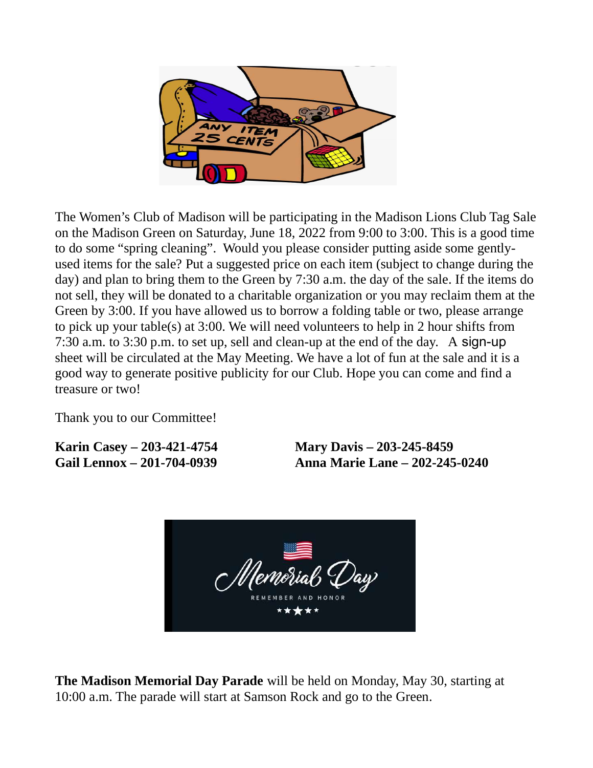The Women's Club of Madison will be participating in the Madison Lions Club Tag Sale on the Madison Green on Saturday, June 18, 2022 from 9:00 to 3:00. This is a good time to do some "spring cleaning". Would you please consider putting aside some gently-used items for the sale? Put a suggested price on each item (subject to change during the day) and plan to bring them to the Green by 7:30 a.m. the day of the sale. If the items do not sell, they will be donated to a charitable organization or you may reclaim them at the Green by 3:00. If you have allowed us to borrow a folding table or two, please arrange to pick up your table(s) at 3:00. We will need volunteers to help in 2 hour shifts from 7:30 a.m. to 3:30 p.m. to set up, sell and clean-up at the end of the day. A sign-up sheet will be circulated at the May Meeting. We have a lot of fun at the sale and it is a good way to generate positive publicity for our Club. Hope you can come and find a treasure or two!

Thank you to our Committee!

**Karin Casey – 203-421-4754**
**Gail Lennox – 201-704-0939**
**Mary Davis – 203-245-8459**
**Anna Marie Lane – 202-245-0240**

**The Madison Memorial Day Parade** will be held on Monday, May 30, starting at 10:00 a.m. The parade will start at Samson Rock and go to the Green.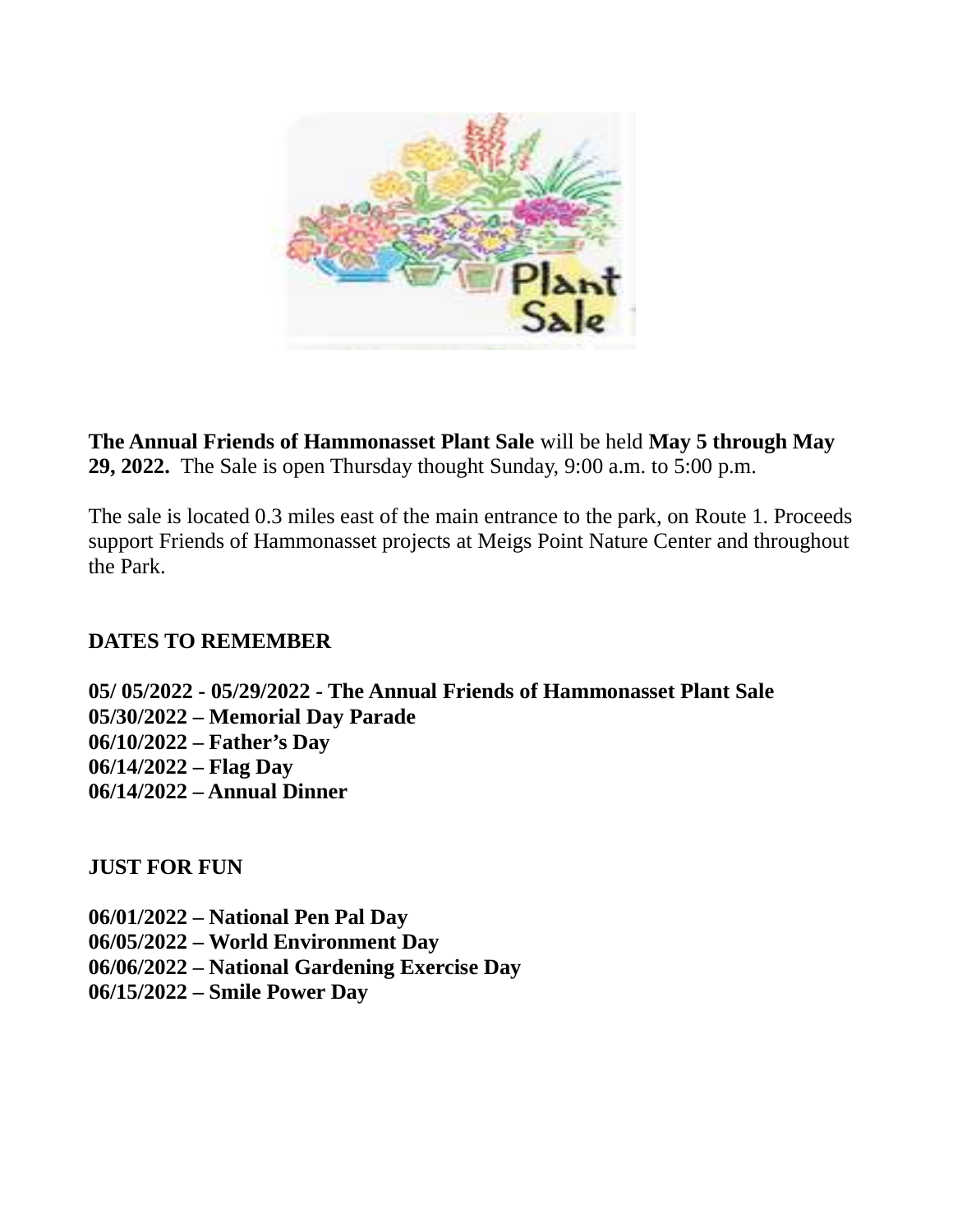**The Annual Friends of Hammonasset Plant Sale** will be held **May 5 through May 29, 2022.** The Sale is open Thursday thought Sunday, 9:00 a.m. to 5:00 p.m.

The sale is located 0.3 miles east of the main entrance to the park, on Route 1. Proceeds support Friends of Hammonasset projects at Meigs Point Nature Center and throughout the Park.

**DATES TO REMEMBER**

**05/ 05/2022 - 05/29/2022 - The Annual Friends of Hammonasset Plant Sale**
**05/30/2022 – Memorial Day Parade**
**06/10/2022 – Father's Day**
**06/14/2022 – Flag Day**
**06/14/2022 – Annual Dinner**

**JUST FOR FUN**

**06/01/2022 – National Pen Pal Day**
**06/05/2022 – World Environment Day**
**06/06/2022 – National Gardening Exercise Day**
**06/15/2022 – Smile Power Day**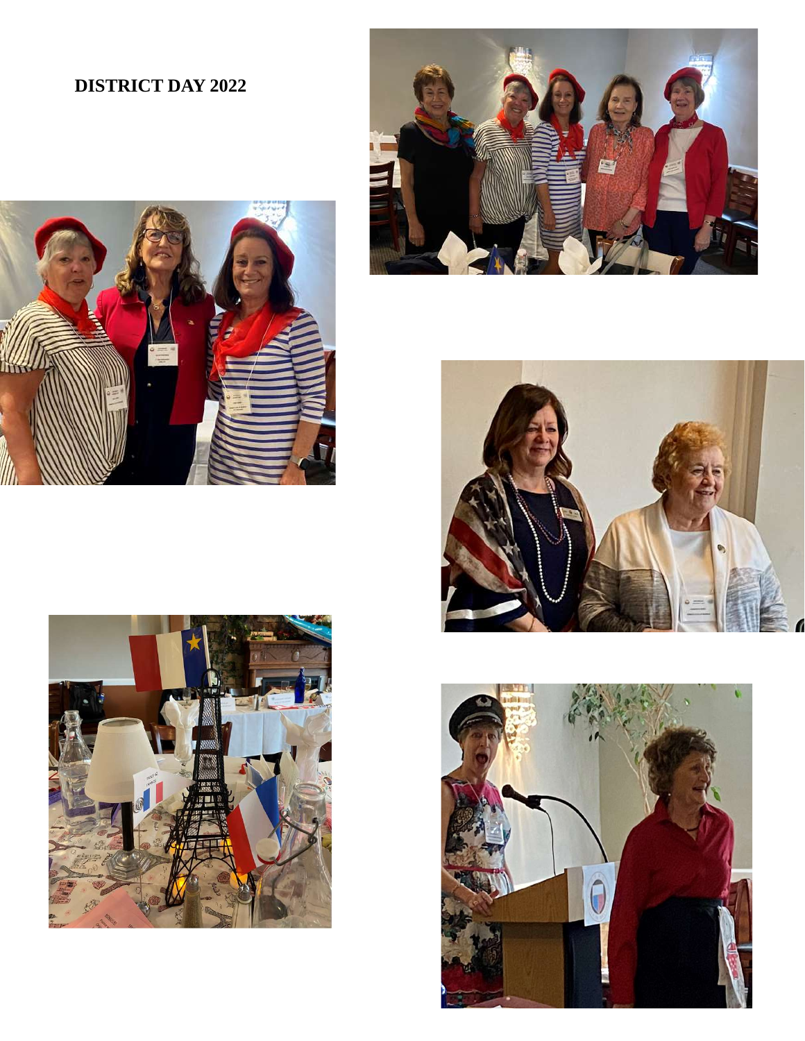**DISTRICT DAY 2022**